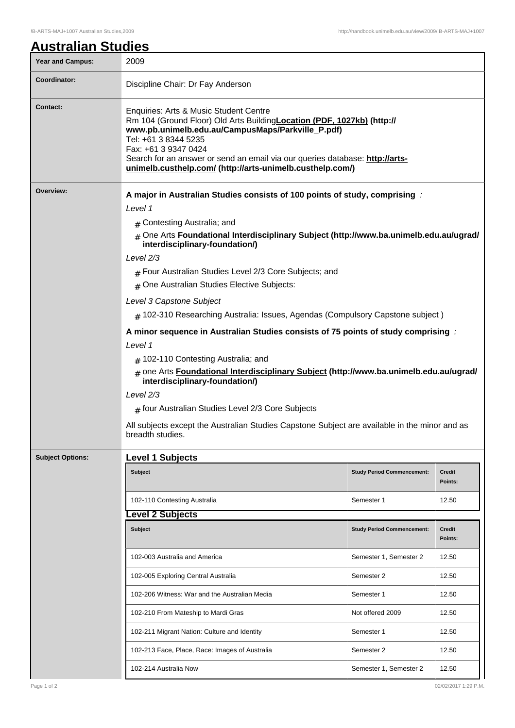# Australian Studies

| Year and Campus: | 2009 |
|---|---|
| Coordinator: | Discipline Chair: Dr Fay Anderson |
| Contact: | Enquiries: Arts & Music Student Centre<br>Rm 104 (Ground Floor) Old Arts Building **Location (PDF, 1027kb) (http://www.pb.unimelb.edu.au/CampusMaps/Parkville_P.pdf)**<br>Tel: +61 3 8344 5235<br>Fax: +61 3 9347 0424<br>Search for an answer or send an email via our queries database: **http://arts-unimelb.custhelp.com/ (http://arts-unimelb.custhelp.com/)** |

**Overview:**

**A major in Australian Studies consists of 100 points of study, comprising** :

*Level 1*

- Contesting Australia; and
- One Arts **Foundational Interdisciplinary Subject (http://www.ba.unimelb.edu.au/ugrad/interdisciplinary-foundation/)**

*Level 2/3*

- Four Australian Studies Level 2/3 Core Subjects; and
- One Australian Studies Elective Subjects:

*Level 3 Capstone Subject*

- 102-310 Researching Australia: Issues, Agendas (Compulsory Capstone subject )

**A minor sequence in Australian Studies consists of 75 points of study comprising** :

*Level 1*

- 102-110 Contesting Australia; and
- one Arts **Foundational Interdisciplinary Subject (http://www.ba.unimelb.edu.au/ugrad/interdisciplinary-foundation/)**

*Level 2/3*

- four Australian Studies Level 2/3 Core Subjects

All subjects except the Australian Studies Capstone Subject are available in the minor and as breadth studies.

**Subject Options:**

## Level 1 Subjects

| Subject | Study Period Commencement: | Credit Points: |
|---|---|---|
| 102-110 Contesting Australia | Semester 1 | 12.50 |

## Level 2 Subjects

| Subject | Study Period Commencement: | Credit Points: |
|---|---|---|
| 102-003 Australia and America | Semester 1, Semester 2 | 12.50 |
| 102-005 Exploring Central Australia | Semester 2 | 12.50 |
| 102-206 Witness: War and the Australian Media | Semester 1 | 12.50 |
| 102-210 From Mateship to Mardi Gras | Not offered 2009 | 12.50 |
| 102-211 Migrant Nation: Culture and Identity | Semester 1 | 12.50 |
| 102-213 Face, Place, Race: Images of Australia | Semester 2 | 12.50 |
| 102-214 Australia Now | Semester 1, Semester 2 | 12.50 |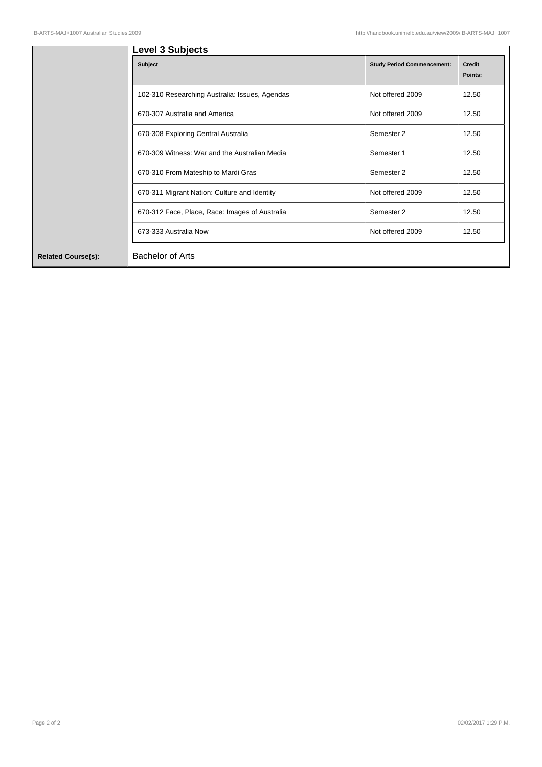### Level 3 Subjects

| Subject | Study Period Commencement: | Credit Points: |
| --- | --- | --- |
| 102-310 Researching Australia: Issues, Agendas | Not offered 2009 | 12.50 |
| 670-307 Australia and America | Not offered 2009 | 12.50 |
| 670-308 Exploring Central Australia | Semester 2 | 12.50 |
| 670-309 Witness: War and the Australian Media | Semester 1 | 12.50 |
| 670-310 From Mateship to Mardi Gras | Semester 2 | 12.50 |
| 670-311 Migrant Nation: Culture and Identity | Not offered 2009 | 12.50 |
| 670-312 Face, Place, Race: Images of Australia | Semester 2 | 12.50 |
| 673-333 Australia Now | Not offered 2009 | 12.50 |

**Related Course(s):** Bachelor of Arts